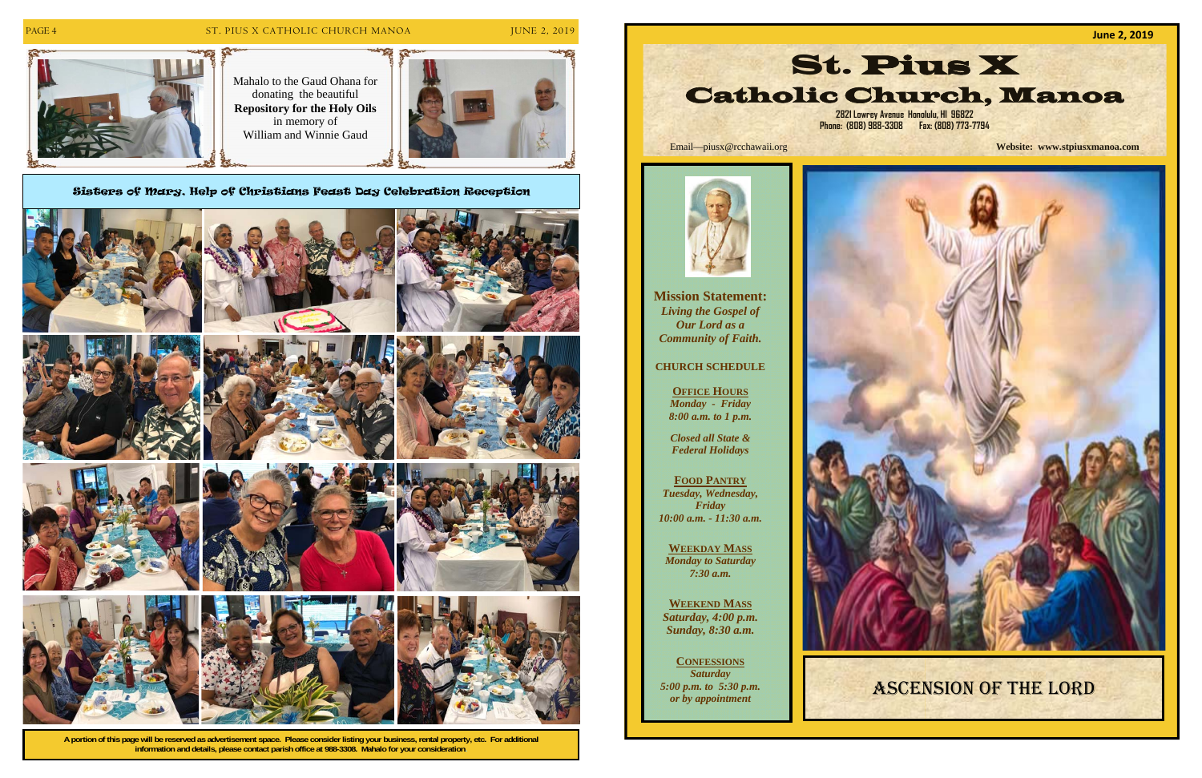Mahalo to the Gaud Ohana for donating the beautiful **Repository for the Holy Oils** in memory of William and Winnie Gaud

## Sisters of Mary, Help of Christians Feast Day Celebration Reception

**A portion of this page will be reserved as advertisement space. Please consider listing your business, rental property, etc. For additional information and details, please contact parish office at 988-3308. Mahalo for your consideration**

June 2, 2019

# St. Pius X Catholic Church, Manoa

2821 Lowrey Avenue Honolulu, HI 96822
Phone: (808) 988-3308 Fax: (808) 773-7794

Email—piusx@rcchawaii.org

**Website: www.stpiusxmanoa.com**

**Mission Statement:**
***Living the Gospel of Our Lord as a Community of Faith.***

**CHURCH SCHEDULE**

**OFFICE HOURS**
*Monday - Friday*
*8:00 a.m. to 1 p.m.*

*Closed all State & Federal Holidays*

**FOOD PANTRY**
*Tuesday, Wednesday, Friday*
*10:00 a.m. - 11:30 a.m.*

**WEEKDAY MASS**
*Monday to Saturday*
*7:30 a.m.*

**WEEKEND MASS**
*Saturday, 4:00 p.m.*
*Sunday, 8:30 a.m.*

**CONFESSIONS**
*Saturday*
*5:00 p.m. to 5:30 p.m.*
*or by appointment*

## ASCENSION OF THE LORD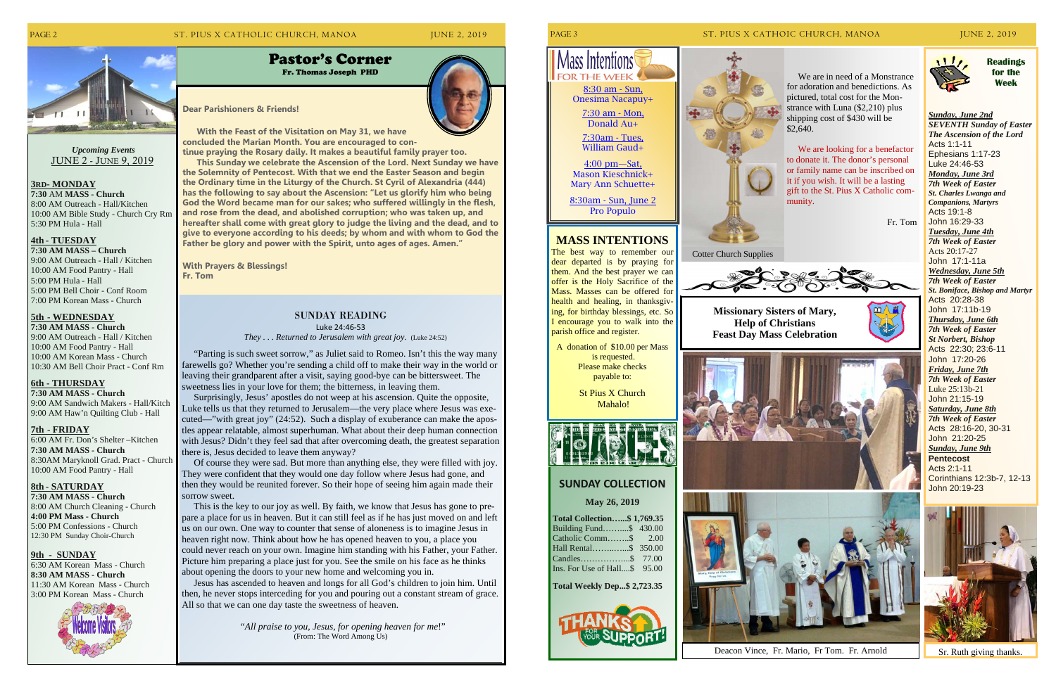## Upcoming Events

JUNE 2 - JUNE 9, 2019

**3RD- MONDAY**
**7:30 AM MASS - Church**
8:00 AM Outreach - Hall/Kitchen
10:00 AM Bible Study - Church Cry Rm
5:30 PM Hula - Hall

**4th - TUESDAY**
**7:30 AM MASS – Church**
9:00 AM Outreach - Hall / Kitchen
10:00 AM Food Pantry - Hall
5:00 PM Hula - Hall
5:00 PM Bell Choir - Conf Room
7:00 PM Korean Mass - Church

**5th - WEDNESDAY**
**7:30 AM MASS - Church**
9:00 AM Outreach - Hall / Kitchen
10:00 AM Food Pantry - Hall
10:00 AM Korean Mass - Church
10:30 AM Bell Choir Pract - Conf Rm

**6th - THURSDAY**
**7:30 AM MASS - Church**
9:00 AM Sandwich Makers - Hall/Kitch
9:00 AM Haw'n Quilting Club - Hall

**7th - FRIDAY**
6:00 AM Fr. Don's Shelter –Kitchen
**7:30 AM MASS - Church**
8:30AM Maryknoll Grad. Pract - Church
10:00 AM Food Pantry - Hall

**8th - SATURDAY**
**7:30 AM MASS - Church**
8:00 AM Church Cleaning - Church
**4:00 PM Mass - Church**
5:00 PM Confessions - Church
12:30 PM Sunday Choir-Church

**9th - SUNDAY**
6:30 AM Korean Mass - Church
**8:30 AM MASS - Church**
11:30 AM Korean Mass - Church
3:00 PM Korean Mass - Church

Welcome Visitors

# Pastor's Corner

**Fr. Thomas Joseph PHD**

**Dear Parishioners & Friends!**

**With the Feast of the Visitation on May 31, we have concluded the Marian Month. You are encouraged to continue praying the Rosary daily. It makes a beautiful family prayer too.**

**This Sunday we celebrate the Ascension of the Lord. Next Sunday we have the Solemnity of Pentecost. With that we end the Easter Season and begin the Ordinary time in the Liturgy of the Church. St Cyril of Alexandria (444) has the following to say about the Ascension: "Let us glorify him who being God the Word became man for our sakes; who suffered willingly in the flesh, and rose from the dead, and abolished corruption; who was taken up, and hereafter shall come with great glory to judge the living and the dead, and to give to everyone according to his deeds; by whom and with whom to God the Father be glory and power with the Spirit, unto ages of ages. Amen."**

**With Prayers & Blessings!**
**Fr. Tom**

## SUNDAY READING

Luke 24:46-53

*They . . . Returned to Jerusalem with great joy.* (Luke 24:52)

"Parting is such sweet sorrow," as Juliet said to Romeo. Isn't this the way many farewells go? Whether you're sending a child off to make their way in the world or leaving their grandparent after a visit, saying good-bye can be bittersweet. The sweetness lies in your love for them; the bitterness, in leaving them.

Surprisingly, Jesus' apostles do not weep at his ascension. Quite the opposite, Luke tells us that they returned to Jerusalem—the very place where Jesus was executed—"with great joy" (24:52). Such a display of exuberance can make the apostles appear relatable, almost superhuman. What about their deep human connection with Jesus? Didn't they feel sad that after overcoming death, the greatest separation there is, Jesus decided to leave them anyway?

Of course they were sad. But more than anything else, they were filled with joy. They were confident that they would one day follow where Jesus had gone, and then they would be reunited forever. So their hope of seeing him again made their sorrow sweet.

This is the key to our joy as well. By faith, we know that Jesus has gone to prepare a place for us in heaven. But it can still feel as if he has just moved on and left us on our own. One way to counter that sense of aloneness is to imagine Jesus in heaven right now. Think about how he has opened heaven to you, a place you could never reach on your own. Imagine him standing with his Father, your Father. Picture him preparing a place just for you. See the smile on his face as he thinks about opening the doors to your new home and welcoming you in.

Jesus has ascended to heaven and longs for all God's children to join him. Until then, he never stops interceding for you and pouring out a constant stream of grace. All so that we can one day taste the sweetness of heaven.

*"All praise to you, Jesus, for opening heaven for me!"*
(From: The Word Among Us)

## Mass Intentions FOR THE WEEK

8:30 am - Sun,
Onesima Nacapuy+

7:30 am - Mon,
Donald Au+

7:30am - Tues,
William Gaud+

4:00 pm—Sat,
Mason Kieschnick+
Mary Ann Schuette+

8:30am - Sun, June 2
Pro Populo

## MASS INTENTIONS

The best way to remember our dear departed is by praying for them. And the best prayer we can offer is the Holy Sacrifice of the Mass. Masses can be offered for health and healing, in thanksgiving, for birthday blessings, etc. So I encourage you to walk into the parish office and register.

A donation of $10.00 per Mass is requested.
Please make checks payable to:

St Pius X Church
Mahalo!

## SUNDAY COLLECTION

**May 26, 2019**

| | |
|---|---|
| **Total Collection......** | **$ 1,769.35** |
| Building Fund.......... | $ 430.00 |
| Catholic Comm........ | $ 2.00 |
| Hall Rental.............. | $ 350.00 |
| Candles.................. | $ 77.00 |
| Ins. For Use of Hall.... | $ 95.00 |

**Total Weekly Dep...$ 2,723.35**

THANKS FOR YOUR SUPPORT!

We are in need of a Monstrance for adoration and benedictions. As pictured, total cost for the Monstrance with Luna ($2,210) plus shipping cost of $430 will be $2,640.

We are looking for a benefactor to donate it. The donor's personal or family name can be inscribed on it if you wish. It will be a lasting gift to the St. Pius X Catholic community.

Fr. Tom

Cotter Church Supplies

**Missionary Sisters of Mary, Help of Christians Feast Day Mass Celebration**

Deacon Vince, Fr. Mario, Fr Tom. Fr. Arnold

## Readings for the Week

***Sunday, June 2nd***
***SEVENTH Sunday of Easter***
***The Ascension of the Lord***
Acts 1:1-11
Ephesians 1:17-23
Luke 24:46-53

***Monday, June 3rd***
***7th Week of Easter***
***St. Charles Lwanga and Companions, Martyrs***
Acts 19:1-8
John 16:29-33

***Tuesday, June 4th***
***7th Week of Easter***
Acts 20:17-27
John 17:1-11a

***Wednesday, June 5th***
***7th Week of Easter***
***St. Boniface, Bishop and Martyr***
Acts 20:28-38
John 17:11b-19

***Thursday, June 6th***
***7th Week of Easter***
***St Norbert, Bishop***
Acts 22:30; 23:6-11
John 17:20-26

***Friday, June 7th***
***7th Week of Easter***
Luke 25:13b-21
John 21:15-19

***Saturday, June 8th***
***7th Week of Easter***
Acts 28:16-20, 30-31
John 21:20-25

***Sunday, June 9th***
**Pentecost**
Acts 2:1-11
Corinthians 12:3b-7, 12-13
John 20:19-23

Sr. Ruth giving thanks.